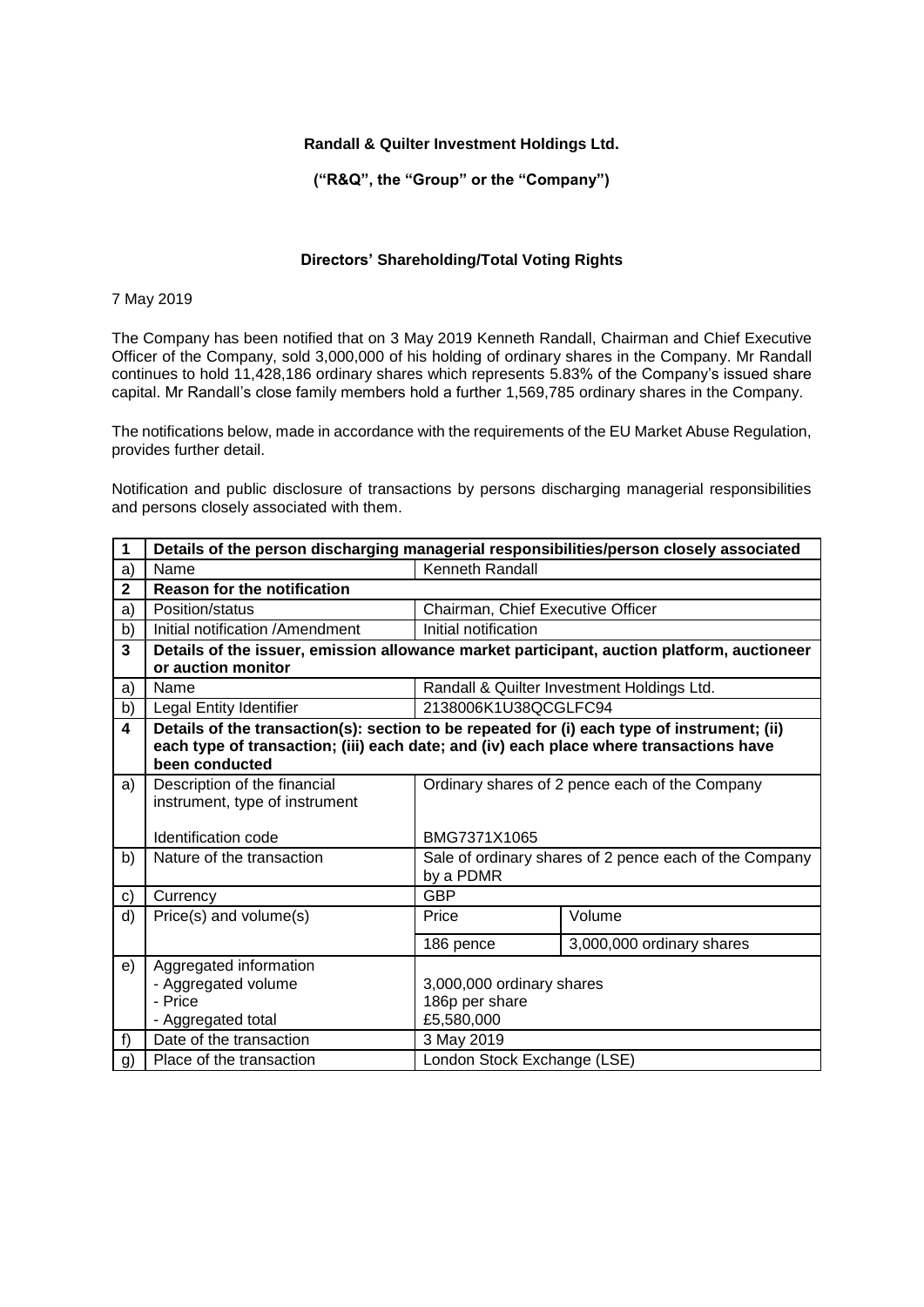**Randall & Quilter Investment Holdings Ltd.**

**("R&Q", the "Group" or the "Company")**

**Directors' Shareholding/Total Voting Rights**

7 May 2019

The Company has been notified that on 3 May 2019 Kenneth Randall, Chairman and Chief Executive Officer of the Company, sold 3,000,000 of his holding of ordinary shares in the Company. Mr Randall continues to hold 11,428,186 ordinary shares which represents 5.83% of the Company's issued share capital. Mr Randall's close family members hold a further 1,569,785 ordinary shares in the Company.

The notifications below, made in accordance with the requirements of the EU Market Abuse Regulation, provides further detail.

Notification and public disclosure of transactions by persons discharging managerial responsibilities and persons closely associated with them.

| | | | |
|---|---|---|---|
| **1** | **Details of the person discharging managerial responsibilities/person closely associated** | | |
| a) | Name | Kenneth Randall | |
| **2** | **Reason for the notification** | | |
| a) | Position/status | Chairman, Chief Executive Officer | |
| b) | Initial notification /Amendment | Initial notification | |
| **3** | **Details of the issuer, emission allowance market participant, auction platform, auctioneer or auction monitor** | | |
| a) | Name | Randall & Quilter Investment Holdings Ltd. | |
| b) | Legal Entity Identifier | 2138006K1U38QCGLFC94 | |
| **4** | **Details of the transaction(s): section to be repeated for (i) each type of instrument; (ii) each type of transaction; (iii) each date; and (iv) each place where transactions have been conducted** | | |
| a) | Description of the financial instrument, type of instrument<br><br>Identification code | Ordinary shares of 2 pence each of the Company<br><br>BMG7371X1065 | |
| b) | Nature of the transaction | Sale of ordinary shares of 2 pence each of the Company by a PDMR | |
| c) | Currency | GBP | |
| d) | Price(s) and volume(s) | Price | Volume |
| | | 186 pence | 3,000,000 ordinary shares |
| e) | Aggregated information<br>- Aggregated volume<br>- Price<br>- Aggregated total | <br>3,000,000 ordinary shares<br>186p per share<br>£5,580,000 | |
| f) | Date of the transaction | 3 May 2019 | |
| g) | Place of the transaction | London Stock Exchange (LSE) | |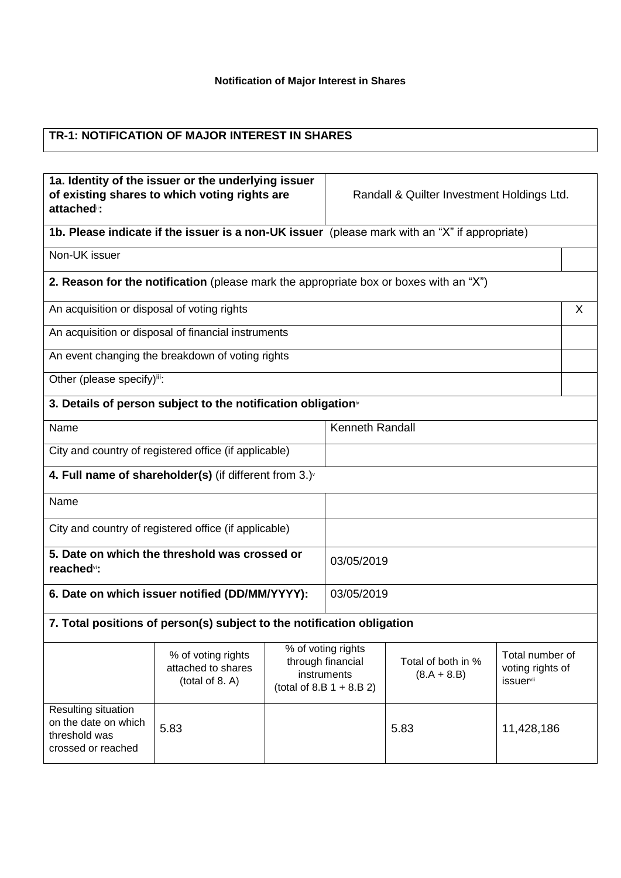**Notification of Major Interest in Shares**

**TR-1: NOTIFICATION OF MAJOR INTEREST IN SHARES**

| | | |
|---|---|---|
| **1a. Identity of the issuer or the underlying issuer of existing shares to which voting rights are attached**[i]**:** | Randall & Quilter Investment Holdings Ltd. | |
| **1b. Please indicate if the issuer is a non-UK issuer** (please mark with an "X" if appropriate) | | |
| Non-UK issuer | | |
| **2. Reason for the notification** (please mark the appropriate box or boxes with an "X") | | |
| An acquisition or disposal of voting rights | | X |
| An acquisition or disposal of financial instruments | | |
| An event changing the breakdown of voting rights | | |
| Other (please specify)[iii]: | | |
| **3. Details of person subject to the notification obligation**[iv] | | |
| Name | Kenneth Randall | |
| City and country of registered office (if applicable) | | |
| **4. Full name of shareholder(s)** (if different from 3.)[v] | | |
| Name | | |
| City and country of registered office (if applicable) | | |
| **5. Date on which the threshold was crossed or reached**[vi]**:** | 03/05/2019 | |
| **6. Date on which issuer notified (DD/MM/YYYY):** | 03/05/2019 | |

**7. Total positions of person(s) subject to the notification obligation**

| | % of voting rights attached to shares (total of 8. A) | % of voting rights through financial instruments (total of 8.B 1 + 8.B 2) | Total of both in % (8.A + 8.B) | Total number of voting rights of issuer[vii] |
|---|---|---|---|---|
| Resulting situation on the date on which threshold was crossed or reached | 5.83 | | 5.83 | 11,428,186 |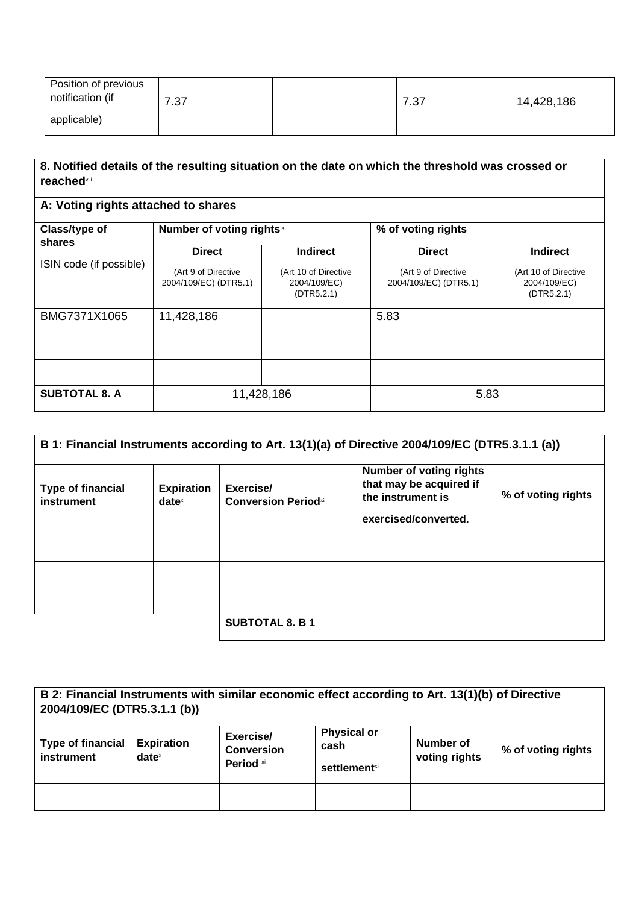| | | | | |
|---|---|---|---|---|
| Position of previous notification (if applicable) | 7.37 | | 7.37 | 14,428,186 |

| 8. Notified details of the resulting situation on the date on which the threshold was crossed or reached[viii] | | | | |
|---|---|---|---|---|
| **A: Voting rights attached to shares** | | | | |
| **Class/type of shares** ISIN code (if possible) | **Number of voting rights**[ix] | | **% of voting rights** | |
| | **Direct** (Art 9 of Directive 2004/109/EC) (DTR5.1) | **Indirect** (Art 10 of Directive 2004/109/EC) (DTR5.2.1) | **Direct** (Art 9 of Directive 2004/109/EC) (DTR5.1) | **Indirect** (Art 10 of Directive 2004/109/EC) (DTR5.2.1) |
| BMG7371X1065 | 11,428,186 | | 5.83 | |
| | | | | |
| | | | | |
| **SUBTOTAL 8. A** | 11,428,186 | | 5.83 | |

| B 1: Financial Instruments according to Art. 13(1)(a) of Directive 2004/109/EC (DTR5.3.1.1 (a)) | | | | |
|---|---|---|---|---|
| **Type of financial instrument** | **Expiration date**[x] | **Exercise/ Conversion Period**[xi] | **Number of voting rights that may be acquired if the instrument is exercised/converted.** | **% of voting rights** |
| | | | | |
| | | | | |
| | | | | |
| | | **SUBTOTAL 8. B 1** | | |

| B 2: Financial Instruments with similar economic effect according to Art. 13(1)(b) of Directive 2004/109/EC (DTR5.3.1.1 (b)) | | | | | |
|---|---|---|---|---|---|
| **Type of financial instrument** | **Expiration date**[x] | **Exercise/ Conversion Period** [xi] | **Physical or cash settlement**[xii] | **Number of voting rights** | **% of voting rights** |
| | | | | | |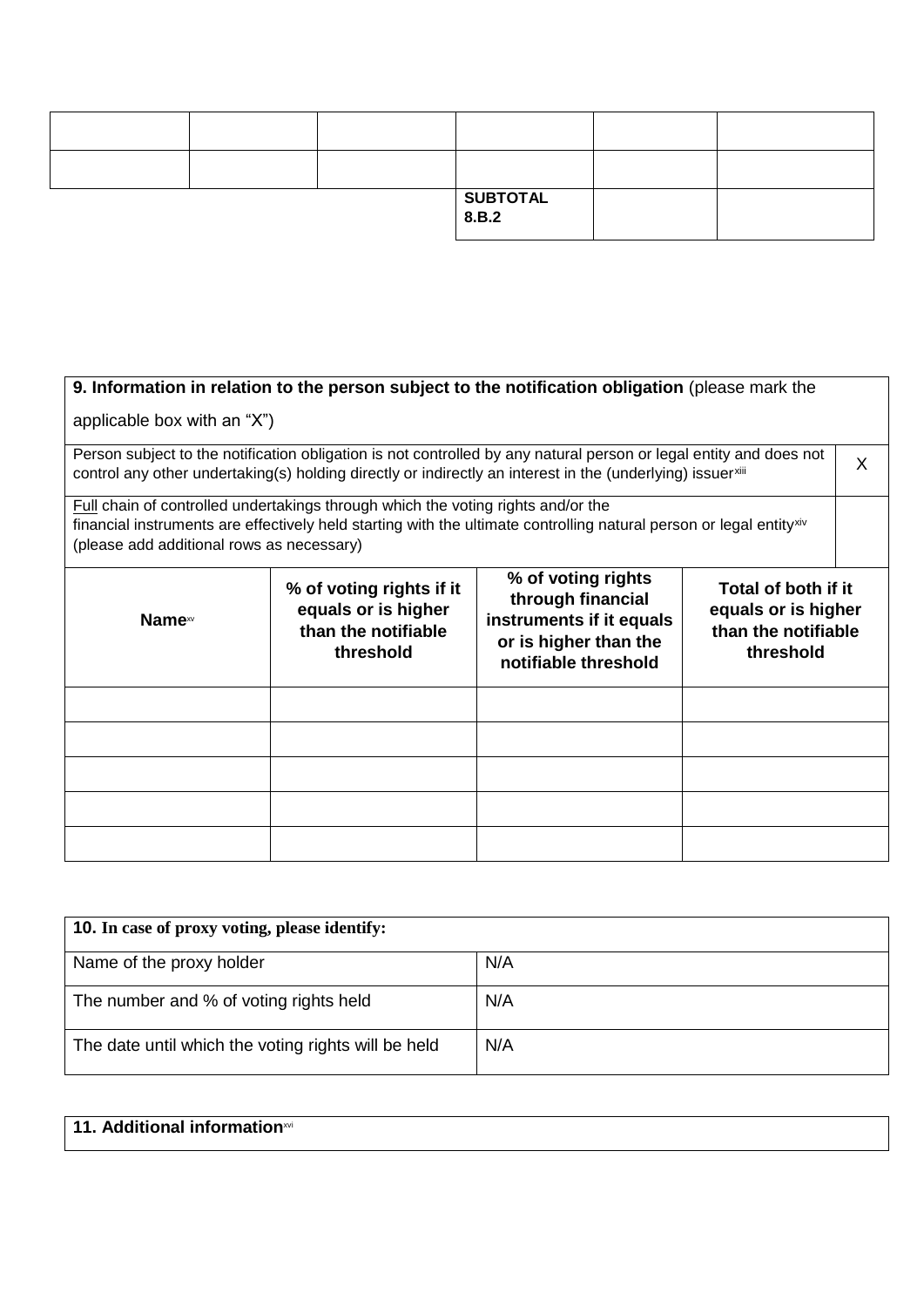| | | | | | |
|---|---|---|---|---|---|
| | | | | | |
| | | | | | |
| | | | **SUBTOTAL 8.B.2** | | |

| **9. Information in relation to the person subject to the notification obligation** (please mark the applicable box with an "X") | |
|---|---|
| Person subject to the notification obligation is not controlled by any natural person or legal entity and does not control any other undertaking(s) holding directly or indirectly an interest in the (underlying) issuer[xiii] | X |
| Full chain of controlled undertakings through which the voting rights and/or the financial instruments are effectively held starting with the ultimate controlling natural person or legal entity[xiv] (please add additional rows as necessary) | |

| **Name**[xv] | **% of voting rights if it equals or is higher than the notifiable threshold** | **% of voting rights through financial instruments if it equals or is higher than the notifiable threshold** | **Total of both if it equals or is higher than the notifiable threshold** |
|---|---|---|---|
| | | | |
| | | | |
| | | | |
| | | | |
| | | | |

| **10. In case of proxy voting, please identify:** | |
|---|---|
| Name of the proxy holder | N/A |
| The number and % of voting rights held | N/A |
| The date until which the voting rights will be held | N/A |

| **11. Additional information**[xvi] |
|---|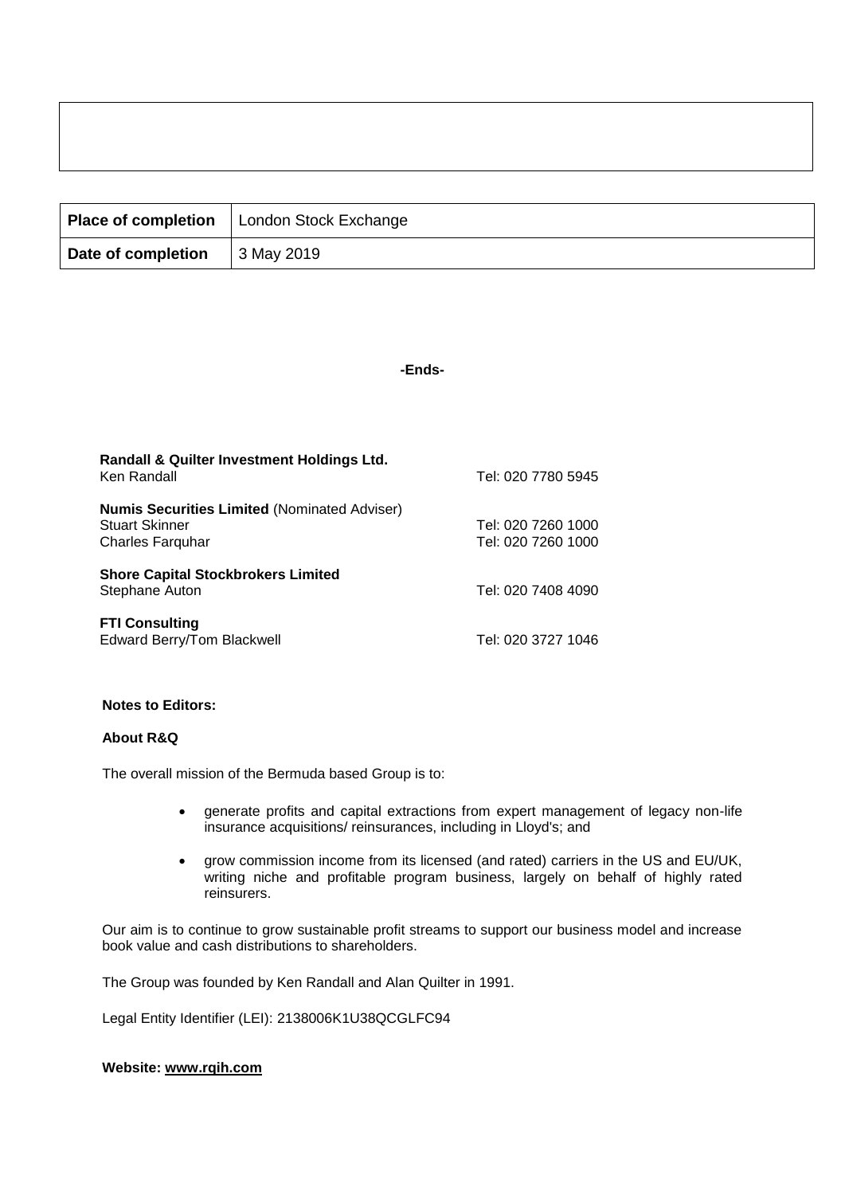| | |
|---|---|
| **Place of completion** | London Stock Exchange |
| **Date of completion** | 3 May 2019 |

**-Ends-**

| | |
|---|---|
| **Randall & Quilter Investment Holdings Ltd.** | |
| Ken Randall | Tel: 020 7780 5945 |
| **Numis Securities Limited** (Nominated Adviser) | |
| Stuart Skinner | Tel: 020 7260 1000 |
| Charles Farquhar | Tel: 020 7260 1000 |
| **Shore Capital Stockbrokers Limited** | |
| Stephane Auton | Tel: 020 7408 4090 |
| **FTI Consulting** | |
| Edward Berry/Tom Blackwell | Tel: 020 3727 1046 |

**Notes to Editors:**

**About R&Q**

The overall mission of the Bermuda based Group is to:

- generate profits and capital extractions from expert management of legacy non-life insurance acquisitions/ reinsurances, including in Lloyd's; and
- grow commission income from its licensed (and rated) carriers in the US and EU/UK, writing niche and profitable program business, largely on behalf of highly rated reinsurers.

Our aim is to continue to grow sustainable profit streams to support our business model and increase book value and cash distributions to shareholders.

The Group was founded by Ken Randall and Alan Quilter in 1991.

Legal Entity Identifier (LEI): 2138006K1U38QCGLFC94

**Website: www.rqih.com**